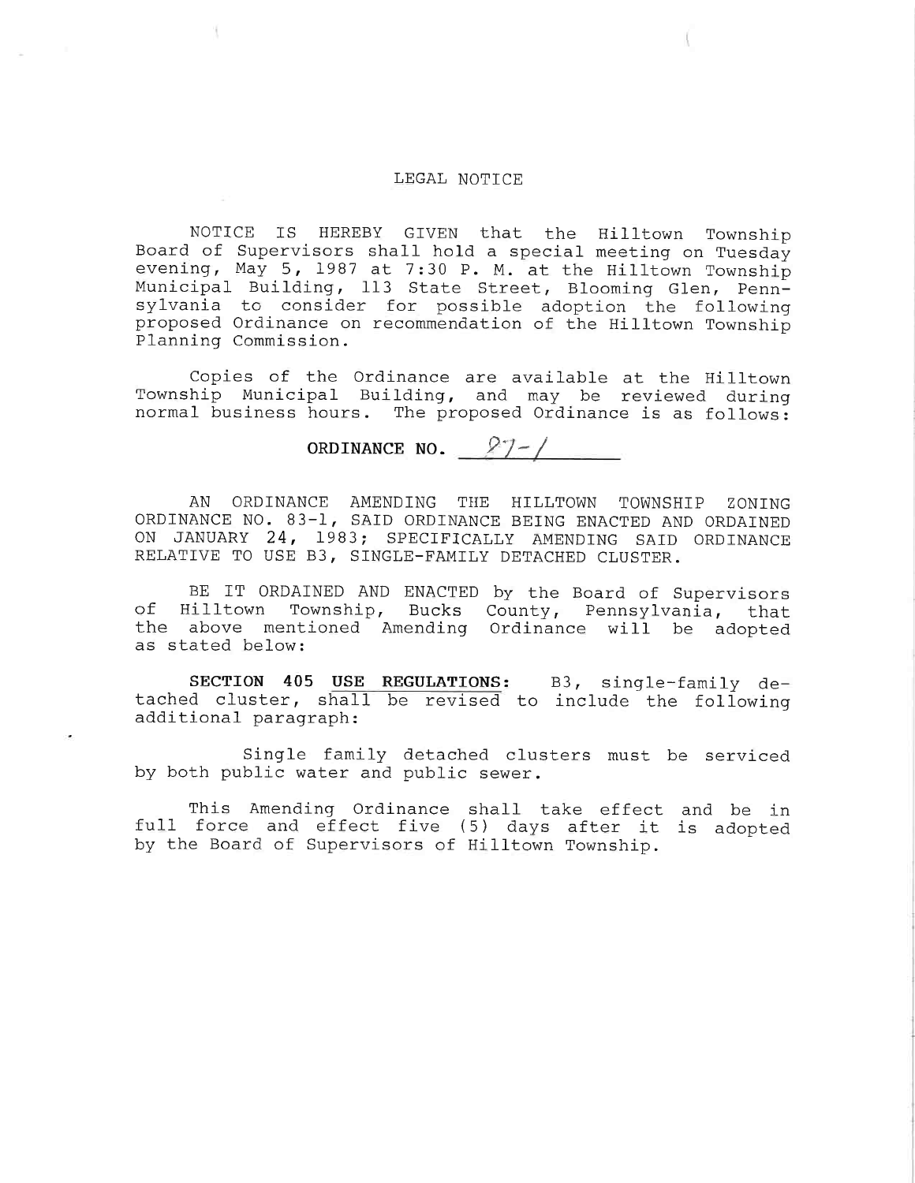LEGAL NOTICE

NOTICE IS HEREBY GIVEN that the Hilltown Township Board of Supervisors shall hold a special meeting on Tuesday evening, May 5, 1987 at 7:30 P. M. at the Hilltown Township Municipal Building, 113 State Street, Blooming Glen, Pennsylvania to consider for possible adoption the following proposed Ordinance on recommendation of the Hilltown Township Planning Commission.

Copies of the Ordinance are available at the Hilltown Township Municipal Building, and may be reviewed during normal business hours. The proposed Ordinance is as follows:

**ORDINANCE NO.** 87-1

AN ORDINANCE AMENDING THE HILLTOWN TOWNSHIP ZONING ORDINANCE NO. 83-1, SAID ORDINANCE BEING ENACTED AND ORDAINED ON JANUARY 24, 1983; SPECIFICALLY AMENDING SAID ORDINANCE RELATIVE TO USE B3, SINGLE-FAMILY DETACHED CLUSTER.

BE IT ORDAINED AND ENACTED by the Board of Supervisors of Hilltown Township, Bucks County, Pennsylvania, that the above mentioned Amending Ordinance will be adopted as stated below:

**SECTION 405 USE REGULATIONS:** B3, single-family detached cluster, shall be revised to include the following additional paragraph:

Single family detached clusters must be serviced by both public water and public sewer.

This Amending Ordinance shall take effect and be in full force and effect five (5) days after it is adopted by the Board of Supervisors of Hilltown Township.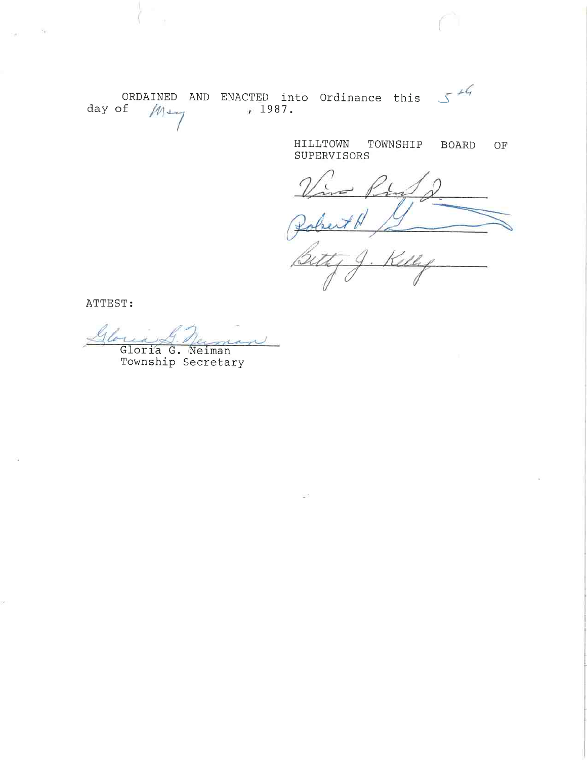ORDAINED AND ENACTED into Ordinance this 5th day of May, 1987.

HILLTOWN TOWNSHIP BOARD OF SUPERVISORS

Vince ________

Robert H. ________

Betty J. Kelly

ATTEST:

Gloria G. Neiman

Gloria G. Neiman
Township Secretary